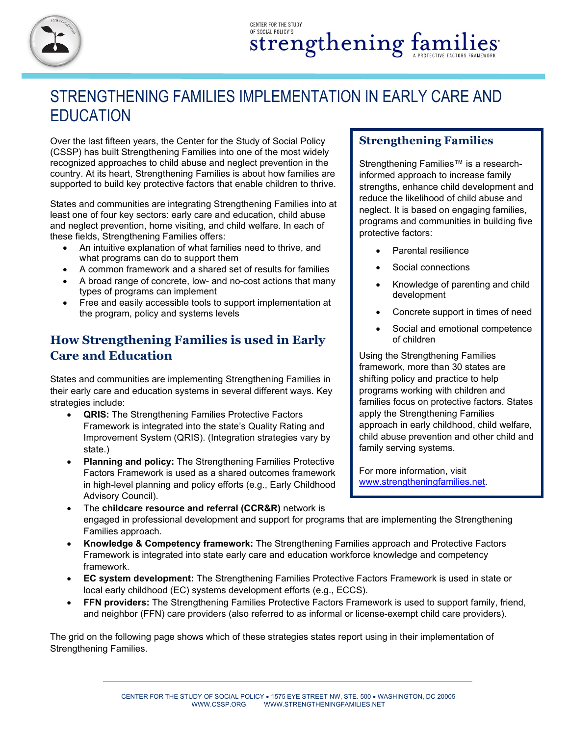CENTER FOR THE STUDY OF SOCIAL POLICY'S

strengthening families

A PROTECTIVE FACTORS FRAMEWORK

# STRENGTHENING FAMILIES IMPLEMENTATION IN EARLY CARE AND EDUCATION

Over the last fifteen years, the Center for the Study of Social Policy (CSSP) has built Strengthening Families into one of the most widely recognized approaches to child abuse and neglect prevention in the country. At its heart, Strengthening Families is about how families are supported to build key protective factors that enable children to thrive.

States and communities are integrating Strengthening Families into at least one of four key sectors: early care and education, child abuse and neglect prevention, home visiting, and child welfare. In each of these fields, Strengthening Families offers:

- An intuitive explanation of what families need to thrive, and what programs can do to support them
- A common framework and a shared set of results for families
- A broad range of concrete, low- and no-cost actions that many types of programs can implement
- Free and easily accessible tools to support implementation at the program, policy and systems levels

## How Strengthening Families is used in Early Care and Education

States and communities are implementing Strengthening Families in their early care and education systems in several different ways. Key strategies include:

- **QRIS:** The Strengthening Families Protective Factors Framework is integrated into the state's Quality Rating and Improvement System (QRIS). (Integration strategies vary by state.)
- **Planning and policy:** The Strengthening Families Protective Factors Framework is used as a shared outcomes framework in high-level planning and policy efforts (e.g., Early Childhood Advisory Council).
- The **childcare resource and referral (CCR&R)** network is engaged in professional development and support for programs that are implementing the Strengthening Families approach.
- **Knowledge & Competency framework:** The Strengthening Families approach and Protective Factors Framework is integrated into state early care and education workforce knowledge and competency framework.
- **EC system development:** The Strengthening Families Protective Factors Framework is used in state or local early childhood (EC) systems development efforts (e.g., ECCS).
- **FFN providers:** The Strengthening Families Protective Factors Framework is used to support family, friend, and neighbor (FFN) care providers (also referred to as informal or license-exempt child care providers).

The grid on the following page shows which of these strategies states report using in their implementation of Strengthening Families.

### Strengthening Families

Strengthening Families™ is a research-informed approach to increase family strengths, enhance child development and reduce the likelihood of child abuse and neglect. It is based on engaging families, programs and communities in building five protective factors:

- Parental resilience
- Social connections
- Knowledge of parenting and child development
- Concrete support in times of need
- Social and emotional competence of children

Using the Strengthening Families framework, more than 30 states are shifting policy and practice to help programs working with children and families focus on protective factors. States apply the Strengthening Families approach in early childhood, child welfare, child abuse prevention and other child and family serving systems.

For more information, visit www.strengtheningfamilies.net.

CENTER FOR THE STUDY OF SOCIAL POLICY • 1575 EYE STREET NW, STE. 500 • WASHINGTON, DC 20005
WWW.CSSP.ORG WWW.STRENGTHENINGFAMILIES.NET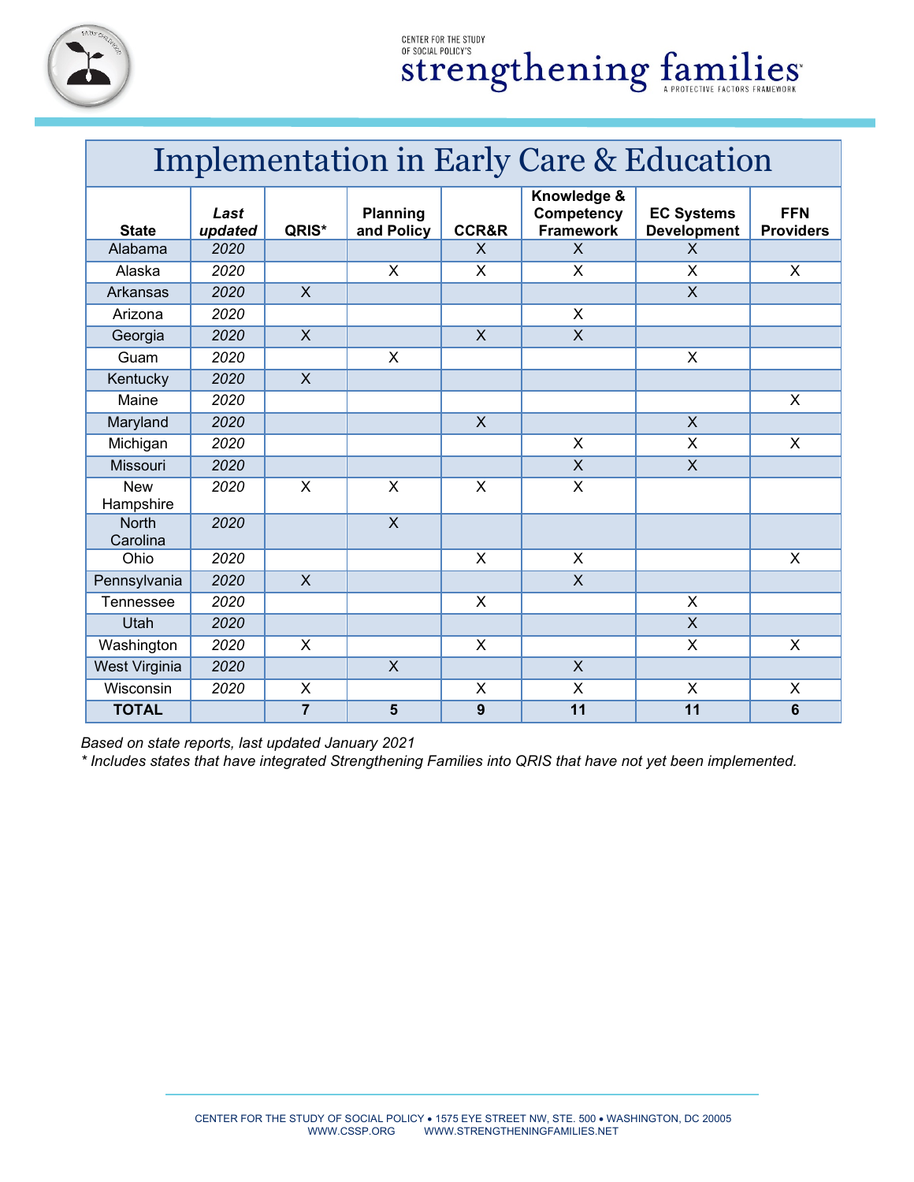# Implementation in Early Care & Education

| State | *Last updated* | QRIS* | Planning and Policy | CCR&R | Knowledge & Competency Framework | EC Systems Development | FFN Providers |
|---|---|---|---|---|---|---|---|
| Alabama | *2020* | | | X | X | X | |
| Alaska | *2020* | | X | X | X | X | X |
| Arkansas | *2020* | X | | | | X | |
| Arizona | *2020* | | | | X | | |
| Georgia | *2020* | X | | X | X | | |
| Guam | *2020* | | X | | | X | |
| Kentucky | *2020* | X | | | | | |
| Maine | *2020* | | | | | | X |
| Maryland | *2020* | | | X | | X | |
| Michigan | *2020* | | | | X | X | X |
| Missouri | *2020* | | | | X | X | |
| New Hampshire | *2020* | X | X | X | X | | |
| North Carolina | *2020* | | X | | | | |
| Ohio | *2020* | | | X | X | | X |
| Pennsylvania | *2020* | X | | | X | | |
| Tennessee | *2020* | | | X | | X | |
| Utah | *2020* | | | | | X | |
| Washington | *2020* | X | | X | | X | X |
| West Virginia | *2020* | | X | | X | | |
| Wisconsin | *2020* | X | | X | X | X | X |
| **TOTAL** | | **7** | **5** | **9** | **11** | **11** | **6** |

*Based on state reports, last updated January 2021*

*\* Includes states that have integrated Strengthening Families into QRIS that have not yet been implemented.*